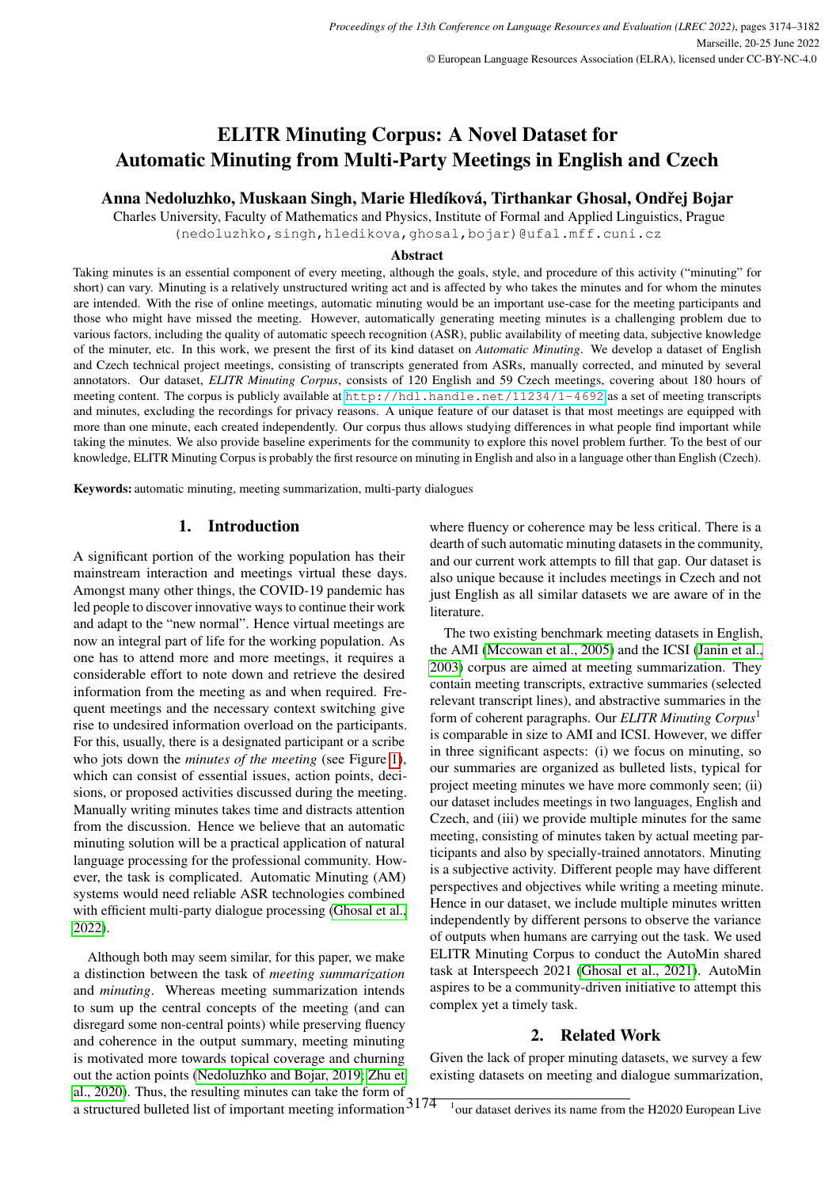# ELITR Minuting Corpus: A Novel Dataset for Automatic Minuting from Multi-Party Meetings in English and Czech

**Anna Nedoluzhko, Muskaan Singh, Marie Hledíková, Tirthankar Ghosal, Ondřej Bojar**

Charles University, Faculty of Mathematics and Physics, Institute of Formal and Applied Linguistics, Prague
(nedoluzhko,singh,hledikova,ghosal,bojar)@ufal.mff.cuni.cz

## Abstract

Taking minutes is an essential component of every meeting, although the goals, style, and procedure of this activity ("minuting" for short) can vary. Minuting is a relatively unstructured writing act and is affected by who takes the minutes and for whom the minutes are intended. With the rise of online meetings, automatic minuting would be an important use-case for the meeting participants and those who might have missed the meeting. However, automatically generating meeting minutes is a challenging problem due to various factors, including the quality of automatic speech recognition (ASR), public availability of meeting data, subjective knowledge of the minuter, etc. In this work, we present the first of its kind dataset on *Automatic Minuting*. We develop a dataset of English and Czech technical project meetings, consisting of transcripts generated from ASRs, manually corrected, and minuted by several annotators. Our dataset, *ELITR Minuting Corpus*, consists of 120 English and 59 Czech meetings, covering about 180 hours of meeting content. The corpus is publicly available at http://hdl.handle.net/11234/1-4692 as a set of meeting transcripts and minutes, excluding the recordings for privacy reasons. A unique feature of our dataset is that most meetings are equipped with more than one minute, each created independently. Our corpus thus allows studying differences in what people find important while taking the minutes. We also provide baseline experiments for the community to explore this novel problem further. To the best of our knowledge, ELITR Minuting Corpus is probably the first resource on minuting in English and also in a language other than English (Czech).

**Keywords:** automatic minuting, meeting summarization, multi-party dialogues

## 1. Introduction

A significant portion of the working population has their mainstream interaction and meetings virtual these days. Amongst many other things, the COVID-19 pandemic has led people to discover innovative ways to continue their work and adapt to the "new normal". Hence virtual meetings are now an integral part of life for the working population. As one has to attend more and more meetings, it requires a considerable effort to note down and retrieve the desired information from the meeting as and when required. Frequent meetings and the necessary context switching give rise to undesired information overload on the participants. For this, usually, there is a designated participant or a scribe who jots down the *minutes of the meeting* (see Figure 1), which can consist of essential issues, action points, decisions, or proposed activities discussed during the meeting. Manually writing minutes takes time and distracts attention from the discussion. Hence we believe that an automatic minuting solution will be a practical application of natural language processing for the professional community. However, the task is complicated. Automatic Minuting (AM) systems would need reliable ASR technologies combined with efficient multi-party dialogue processing (Ghosal et al., 2022).

Although both may seem similar, for this paper, we make a distinction between the task of *meeting summarization* and *minuting*. Whereas meeting summarization intends to sum up the central concepts of the meeting (and can disregard some non-central points) while preserving fluency and coherence in the output summary, meeting minuting is motivated more towards topical coverage and churning out the action points (Nedoluzhko and Bojar, 2019; Zhu et al., 2020). Thus, the resulting minutes can take the form of a structured bulleted list of important meeting information where fluency or coherence may be less critical. There is a dearth of such automatic minuting datasets in the community, and our current work attempts to fill that gap. Our dataset is also unique because it includes meetings in Czech and not just English as all similar datasets we are aware of in the literature.

The two existing benchmark meeting datasets in English, the AMI (Mccowan et al., 2005) and the ICSI (Janin et al., 2003) corpus are aimed at meeting summarization. They contain meeting transcripts, extractive summaries (selected relevant transcript lines), and abstractive summaries in the form of coherent paragraphs. Our *ELITR Minuting Corpus*[1] is comparable in size to AMI and ICSI. However, we differ in three significant aspects: (i) we focus on minuting, so our summaries are organized as bulleted lists, typical for project meeting minutes we have more commonly seen; (ii) our dataset includes meetings in two languages, English and Czech, and (iii) we provide multiple minutes for the same meeting, consisting of minutes taken by actual meeting participants and also by specially-trained annotators. Minuting is a subjective activity. Different people may have different perspectives and objectives while writing a meeting minute. Hence in our dataset, we include multiple minutes written independently by different persons to observe the variance of outputs when humans are carrying out the task. We used ELITR Minuting Corpus to conduct the AutoMin shared task at Interspeech 2021 (Ghosal et al., 2021). AutoMin aspires to be a community-driven initiative to attempt this complex yet a timely task.

## 2. Related Work

Given the lack of proper minuting datasets, we survey a few existing datasets on meeting and dialogue summarization,

[1] our dataset derives its name from the H2020 European Live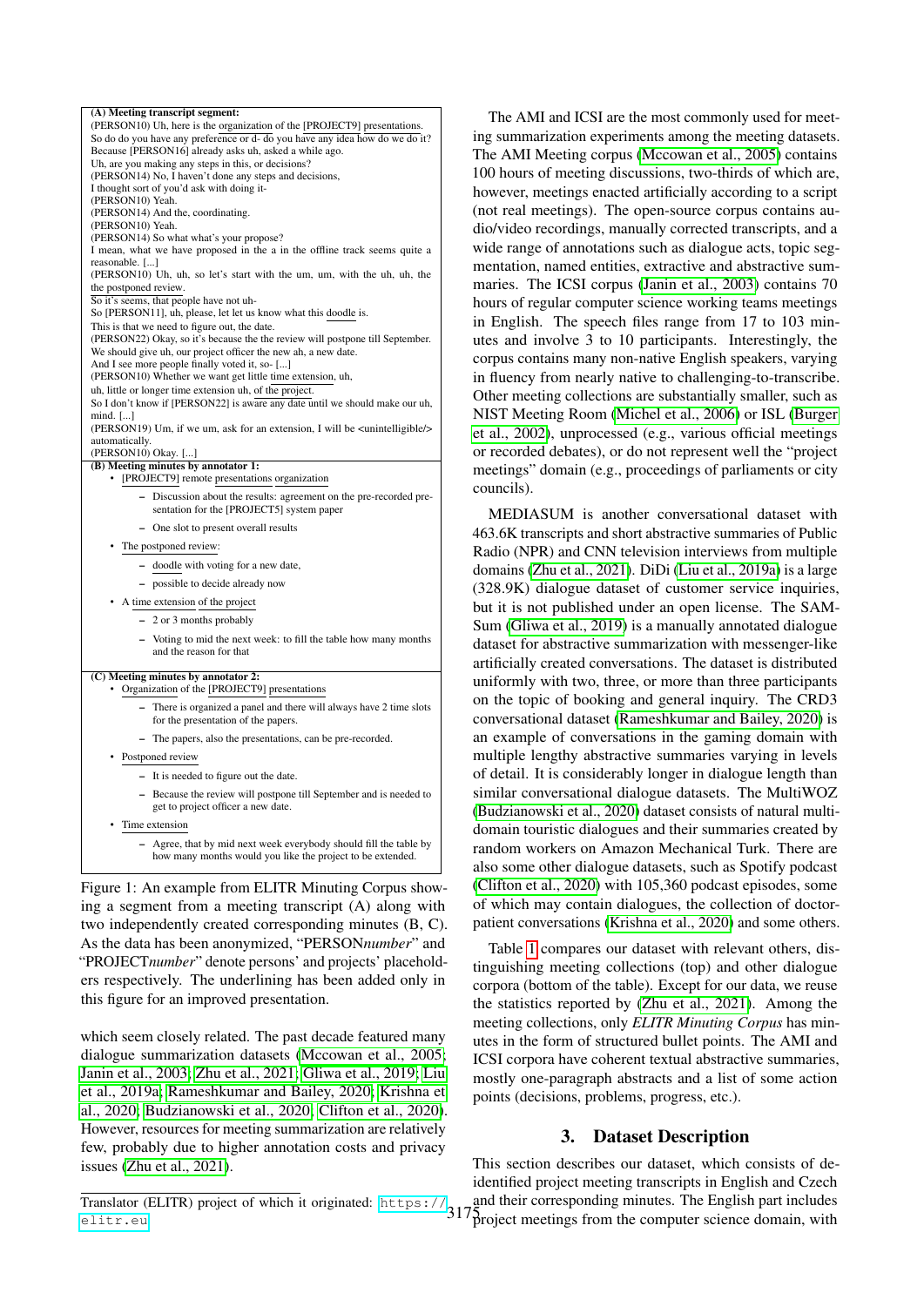**(A) Meeting transcript segment:**

(PERSON10) Uh, here is the organization of the [PROJECT9] presentations.
So do do you have any preference or d- do you have any idea how do we do it?
Because [PERSON16] already asks uh, asked a while ago.
Uh, are you making any steps in this, or decisions?
(PERSON14) No, I haven't done any steps and decisions,
I thought sort of you'd ask with doing it-
(PERSON10) Yeah.
(PERSON14) And the, coordinating.
(PERSON10) Yeah.
(PERSON14) So what what's your propose?
I mean, what we have proposed in the a in the offline track seems quite a reasonable. [...]
(PERSON10) Uh, uh, so let's start with the um, um, with the uh, uh, the the postponed review.
So it's seems, that people have not uh-
So [PERSON11], uh, please, let let us know what this doodle is.
This is that we need to figure out, the date.
(PERSON22) Okay, so it's because the the review will postpone till September.
We should give uh, our project officer the new ah, a new date.
And I see more people finally voted it, so- [...]
(PERSON10) Whether we want get little time extension, uh,
uh, little or longer time extension uh, of the project.
So I don't know if [PERSON22] is aware any date until we should make our uh, mind. [...]
(PERSON19) Um, if we um, ask for an extension, I will be <unintelligible/> automatically.
(PERSON10) Okay. [...]

**(B) Meeting minutes by annotator 1:**

- [PROJECT9] remote presentations organization
  - Discussion about the results: agreement on the pre-recorded presentation for the [PROJECT5] system paper
  - One slot to present overall results
- The postponed review:
  - doodle with voting for a new date,
  - possible to decide already now
- A time extension of the project
  - 2 or 3 months probably
  - Voting to mid the next week: to fill the table how many months and the reason for that

**(C) Meeting minutes by annotator 2:**

- Organization of the [PROJECT9] presentations
  - There is organized a panel and there will always have 2 time slots for the presentation of the papers.
  - The papers, also the presentations, can be pre-recorded.
- Postponed review
  - It is needed to figure out the date.
  - Because the review will postpone till September and is needed to get to project officer a new date.
- Time extension
  - Agree, that by mid next week everybody should fill the table by how many months would you like the project to be extended.

Figure 1: An example from ELITR Minuting Corpus showing a segment from a meeting transcript (A) along with two independently created corresponding minutes (B, C). As the data has been anonymized, "PERSON*number*" and "PROJECT*number*" denote persons' and projects' placeholders respectively. The underlining has been added only in this figure for an improved presentation.

which seem closely related. The past decade featured many dialogue summarization datasets (Mccowan et al., 2005; Janin et al., 2003; Zhu et al., 2021; Gliwa et al., 2019; Liu et al., 2019a; Rameshkumar and Bailey, 2020; Krishna et al., 2020; Budzianowski et al., 2020; Clifton et al., 2020). However, resources for meeting summarization are relatively few, probably due to higher annotation costs and privacy issues (Zhu et al., 2021).

The AMI and ICSI are the most commonly used for meeting summarization experiments among the meeting datasets. The AMI Meeting corpus (Mccowan et al., 2005) contains 100 hours of meeting discussions, two-thirds of which are, however, meetings enacted artificially according to a script (not real meetings). The open-source corpus contains audio/video recordings, manually corrected transcripts, and a wide range of annotations such as dialogue acts, topic segmentation, named entities, extractive and abstractive summaries. The ICSI corpus (Janin et al., 2003) contains 70 hours of regular computer science working teams meetings in English. The speech files range from 17 to 103 minutes and involve 3 to 10 participants. Interestingly, the corpus contains many non-native English speakers, varying in fluency from nearly native to challenging-to-transcribe. Other meeting collections are substantially smaller, such as NIST Meeting Room (Michel et al., 2006) or ISL (Burger et al., 2002), unprocessed (e.g., various official meetings or recorded debates), or do not represent well the "project meetings" domain (e.g., proceedings of parliaments or city councils).

MEDIASUM is another conversational dataset with 463.6K transcripts and short abstractive summaries of Public Radio (NPR) and CNN television interviews from multiple domains (Zhu et al., 2021). DiDi (Liu et al., 2019a) is a large (328.9K) dialogue dataset of customer service inquiries, but it is not published under an open license. The SAMSum (Gliwa et al., 2019) is a manually annotated dialogue dataset for abstractive summarization with messenger-like artificially created conversations. The dataset is distributed uniformly with two, three, or more than three participants on the topic of booking and general inquiry. The CRD3 conversational dataset (Rameshkumar and Bailey, 2020) is an example of conversations in the gaming domain with multiple lengthy abstractive summaries varying in levels of detail. It is considerably longer in dialogue length than similar conversational dialogue datasets. The MultiWOZ (Budzianowski et al., 2020) dataset consists of natural multi-domain touristic dialogues and their summaries created by random workers on Amazon Mechanical Turk. There are also some other dialogue datasets, such as Spotify podcast (Clifton et al., 2020) with 105,360 podcast episodes, some of which may contain dialogues, the collection of doctor-patient conversations (Krishna et al., 2020) and some others.

Table 1 compares our dataset with relevant others, distinguishing meeting collections (top) and other dialogue corpora (bottom of the table). Except for our data, we reuse the statistics reported by (Zhu et al., 2021). Among the meeting collections, only *ELITR Minuting Corpus* has minutes in the form of structured bullet points. The AMI and ICSI corpora have coherent textual abstractive summaries, mostly one-paragraph abstracts and a list of some action points (decisions, problems, progress, etc.).

## 3. Dataset Description

This section describes our dataset, which consists of de-identified project meeting transcripts in English and Czech and their corresponding minutes. The English part includes project meetings from the computer science domain, with

Translator (ELITR) project of which it originated: https://elitr.eu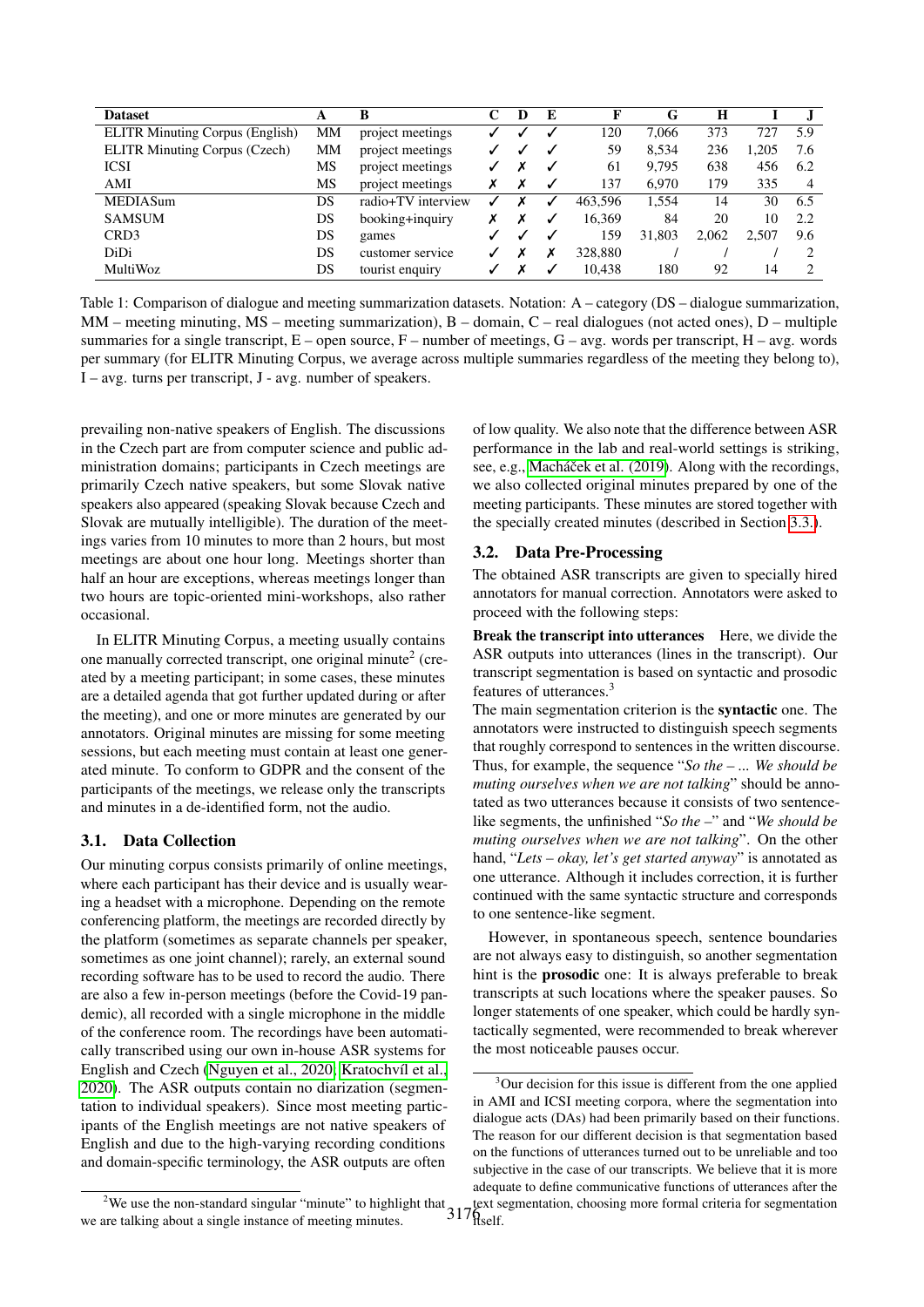| Dataset | A | B | C | D | E | F | G | H | I | J |
|---|---|---|---|---|---|---|---|---|---|---|
| ELITR Minuting Corpus (English) | MM | project meetings | ✓ | ✓ | ✓ | 120 | 7,066 | 373 | 727 | 5.9 |
| ELITR Minuting Corpus (Czech) | MM | project meetings | ✓ | ✓ | ✓ | 59 | 8,534 | 236 | 1,205 | 7.6 |
| ICSI | MS | project meetings | ✓ | ✗ | ✓ | 61 | 9,795 | 638 | 456 | 6.2 |
| AMI | MS | project meetings | ✗ | ✗ | ✓ | 137 | 6,970 | 179 | 335 | 4 |
| MEDIASum | DS | radio+TV interview | ✓ | ✗ | ✓ | 463,596 | 1,554 | 14 | 30 | 6.5 |
| SAMSUM | DS | booking+inquiry | ✗ | ✗ | ✓ | 16,369 | 84 | 20 | 10 | 2.2 |
| CRD3 | DS | games | ✓ | ✓ | ✓ | 159 | 31,803 | 2,062 | 2,507 | 9.6 |
| DiDi | DS | customer service | ✓ | ✗ | ✗ | 328,880 | / | / | / | 2 |
| MultiWoz | DS | tourist enquiry | ✓ | ✗ | ✓ | 10,438 | 180 | 92 | 14 | 2 |

Table 1: Comparison of dialogue and meeting summarization datasets. Notation: A – category (DS – dialogue summarization, MM – meeting minuting, MS – meeting summarization), B – domain, C – real dialogues (not acted ones), D – multiple summaries for a single transcript, E – open source, F – number of meetings, G – avg. words per transcript, H – avg. words per summary (for ELITR Minuting Corpus, we average across multiple summaries regardless of the meeting they belong to), I – avg. turns per transcript, J - avg. number of speakers.

prevailing non-native speakers of English. The discussions in the Czech part are from computer science and public administration domains; participants in Czech meetings are primarily Czech native speakers, but some Slovak native speakers also appeared (speaking Slovak because Czech and Slovak are mutually intelligible). The duration of the meetings varies from 10 minutes to more than 2 hours, but most meetings are about one hour long. Meetings shorter than half an hour are exceptions, whereas meetings longer than two hours are topic-oriented mini-workshops, also rather occasional.

In ELITR Minuting Corpus, a meeting usually contains one manually corrected transcript, one original minute[2] (created by a meeting participant; in some cases, these minutes are a detailed agenda that got further updated during or after the meeting), and one or more minutes are generated by our annotators. Original minutes are missing for some meeting sessions, but each meeting must contain at least one generated minute. To conform to GDPR and the consent of the participants of the meetings, we release only the transcripts and minutes in a de-identified form, not the audio.

### 3.1. Data Collection

Our minuting corpus consists primarily of online meetings, where each participant has their device and is usually wearing a headset with a microphone. Depending on the remote conferencing platform, the meetings are recorded directly by the platform (sometimes as separate channels per speaker, sometimes as one joint channel); rarely, an external sound recording software has to be used to record the audio. There are also a few in-person meetings (before the Covid-19 pandemic), all recorded with a single microphone in the middle of the conference room. The recordings have been automatically transcribed using our own in-house ASR systems for English and Czech (Nguyen et al., 2020; Kratochvíl et al., 2020). The ASR outputs contain no diarization (segmentation to individual speakers). Since most meeting participants of the English meetings are not native speakers of English and due to the high-varying recording conditions and domain-specific terminology, the ASR outputs are often of low quality. We also note that the difference between ASR performance in the lab and real-world settings is striking, see, e.g., Macháček et al. (2019). Along with the recordings, we also collected original minutes prepared by one of the meeting participants. These minutes are stored together with the specially created minutes (described in Section 3.3.).

### 3.2. Data Pre-Processing

The obtained ASR transcripts are given to specially hired annotators for manual correction. Annotators were asked to proceed with the following steps:

**Break the transcript into utterances** Here, we divide the ASR outputs into utterances (lines in the transcript). Our transcript segmentation is based on syntactic and prosodic features of utterances.[3]

The main segmentation criterion is the **syntactic** one. The annotators were instructed to distinguish speech segments that roughly correspond to sentences in the written discourse. Thus, for example, the sequence "*So the – ... We should be muting ourselves when we are not talking*" should be annotated as two utterances because it consists of two sentence-like segments, the unfinished "*So the –*" and "*We should be muting ourselves when we are not talking*". On the other hand, "*Lets – okay, let's get started anyway*" is annotated as one utterance. Although it includes correction, it is further continued with the same syntactic structure and corresponds to one sentence-like segment.

However, in spontaneous speech, sentence boundaries are not always easy to distinguish, so another segmentation hint is the **prosodic** one: It is always preferable to break transcripts at such locations where the speaker pauses. So longer statements of one speaker, which could be hardly syntactically segmented, were recommended to break wherever the most noticeable pauses occur.

[2] We use the non-standard singular "minute" to highlight that we are talking about a single instance of meeting minutes.

[3] Our decision for this issue is different from the one applied in AMI and ICSI meeting corpora, where the segmentation into dialogue acts (DAs) had been primarily based on their functions. The reason for our different decision is that segmentation based on the functions of utterances turned out to be unreliable and too subjective in the case of our transcripts. We believe that it is more adequate to define communicative functions of utterances after the text segmentation, choosing more formal criteria for segmentation itself.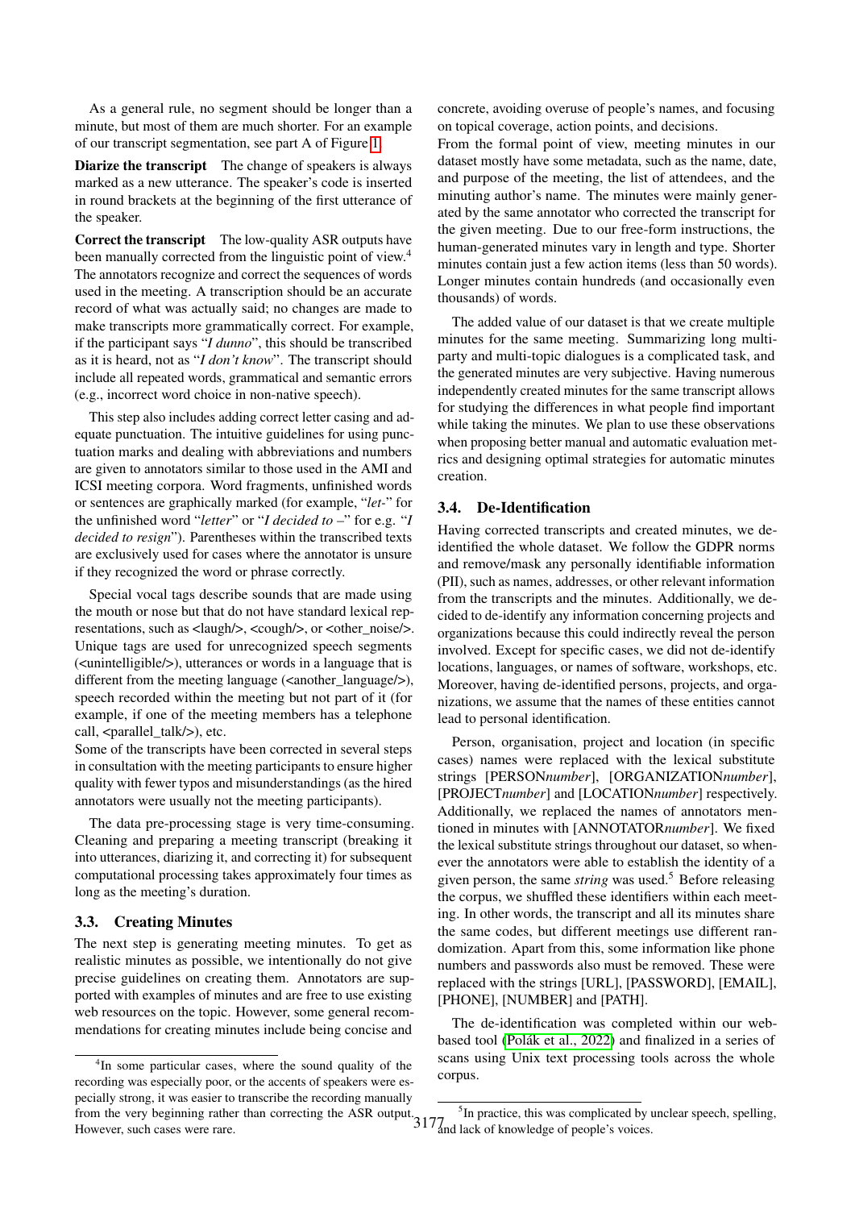As a general rule, no segment should be longer than a minute, but most of them are much shorter. For an example of our transcript segmentation, see part A of Figure 1.

**Diarize the transcript** The change of speakers is always marked as a new utterance. The speaker's code is inserted in round brackets at the beginning of the first utterance of the speaker.

**Correct the transcript** The low-quality ASR outputs have been manually corrected from the linguistic point of view.[4] The annotators recognize and correct the sequences of words used in the meeting. A transcription should be an accurate record of what was actually said; no changes are made to make transcripts more grammatically correct. For example, if the participant says "*I dunno*", this should be transcribed as it is heard, not as "*I don't know*". The transcript should include all repeated words, grammatical and semantic errors (e.g., incorrect word choice in non-native speech).

This step also includes adding correct letter casing and adequate punctuation. The intuitive guidelines for using punctuation marks and dealing with abbreviations and numbers are given to annotators similar to those used in the AMI and ICSI meeting corpora. Word fragments, unfinished words or sentences are graphically marked (for example, "*let-*" for the unfinished word "*letter*" or "*I decided to –*" for e.g. "*I decided to resign*"). Parentheses within the transcribed texts are exclusively used for cases where the annotator is unsure if they recognized the word or phrase correctly.

Special vocal tags describe sounds that are made using the mouth or nose but that do not have standard lexical representations, such as <laugh/>, <cough/>, or <other_noise/>. Unique tags are used for unrecognized speech segments (<unintelligible/>), utterances or words in a language that is different from the meeting language (<another_language/>), speech recorded within the meeting but not part of it (for example, if one of the meeting members has a telephone call, <parallel_talk/>), etc.

Some of the transcripts have been corrected in several steps in consultation with the meeting participants to ensure higher quality with fewer typos and misunderstandings (as the hired annotators were usually not the meeting participants).

The data pre-processing stage is very time-consuming. Cleaning and preparing a meeting transcript (breaking it into utterances, diarizing it, and correcting it) for subsequent computational processing takes approximately four times as long as the meeting's duration.

### 3.3. Creating Minutes

The next step is generating meeting minutes. To get as realistic minutes as possible, we intentionally do not give precise guidelines on creating them. Annotators are supported with examples of minutes and are free to use existing web resources on the topic. However, some general recommendations for creating minutes include being concise and concrete, avoiding overuse of people's names, and focusing on topical coverage, action points, and decisions.

From the formal point of view, meeting minutes in our dataset mostly have some metadata, such as the name, date, and purpose of the meeting, the list of attendees, and the minuting author's name. The minutes were mainly generated by the same annotator who corrected the transcript for the given meeting. Due to our free-form instructions, the human-generated minutes vary in length and type. Shorter minutes contain just a few action items (less than 50 words). Longer minutes contain hundreds (and occasionally even thousands) of words.

The added value of our dataset is that we create multiple minutes for the same meeting. Summarizing long multi-party and multi-topic dialogues is a complicated task, and the generated minutes are very subjective. Having numerous independently created minutes for the same transcript allows for studying the differences in what people find important while taking the minutes. We plan to use these observations when proposing better manual and automatic evaluation metrics and designing optimal strategies for automatic minutes creation.

### 3.4. De-Identification

Having corrected transcripts and created minutes, we de-identified the whole dataset. We follow the GDPR norms and remove/mask any personally identifiable information (PII), such as names, addresses, or other relevant information from the transcripts and the minutes. Additionally, we decided to de-identify any information concerning projects and organizations because this could indirectly reveal the person involved. Except for specific cases, we did not de-identify locations, languages, or names of software, workshops, etc. Moreover, having de-identified persons, projects, and organizations, we assume that the names of these entities cannot lead to personal identification.

Person, organisation, project and location (in specific cases) names were replaced with the lexical substitute strings [PERSON*number*], [ORGANIZATION*number*], [PROJECT*number*] and [LOCATION*number*] respectively. Additionally, we replaced the names of annotators mentioned in minutes with [ANNOTATOR*number*]. We fixed the lexical substitute strings throughout our dataset, so whenever the annotators were able to establish the identity of a given person, the same *string* was used.[5] Before releasing the corpus, we shuffled these identifiers within each meeting. In other words, the transcript and all its minutes share the same codes, but different meetings use different randomization. Apart from this, some information like phone numbers and passwords also must be removed. These were replaced with the strings [URL], [PASSWORD], [EMAIL], [PHONE], [NUMBER] and [PATH].

The de-identification was completed within our web-based tool (Polák et al., 2022) and finalized in a series of scans using Unix text processing tools across the whole corpus.

---

[4] In some particular cases, where the sound quality of the recording was especially poor, or the accents of speakers were especially strong, it was easier to transcribe the recording manually from the very beginning rather than correcting the ASR output. However, such cases were rare.

[5] In practice, this was complicated by unclear speech, spelling, and lack of knowledge of people's voices.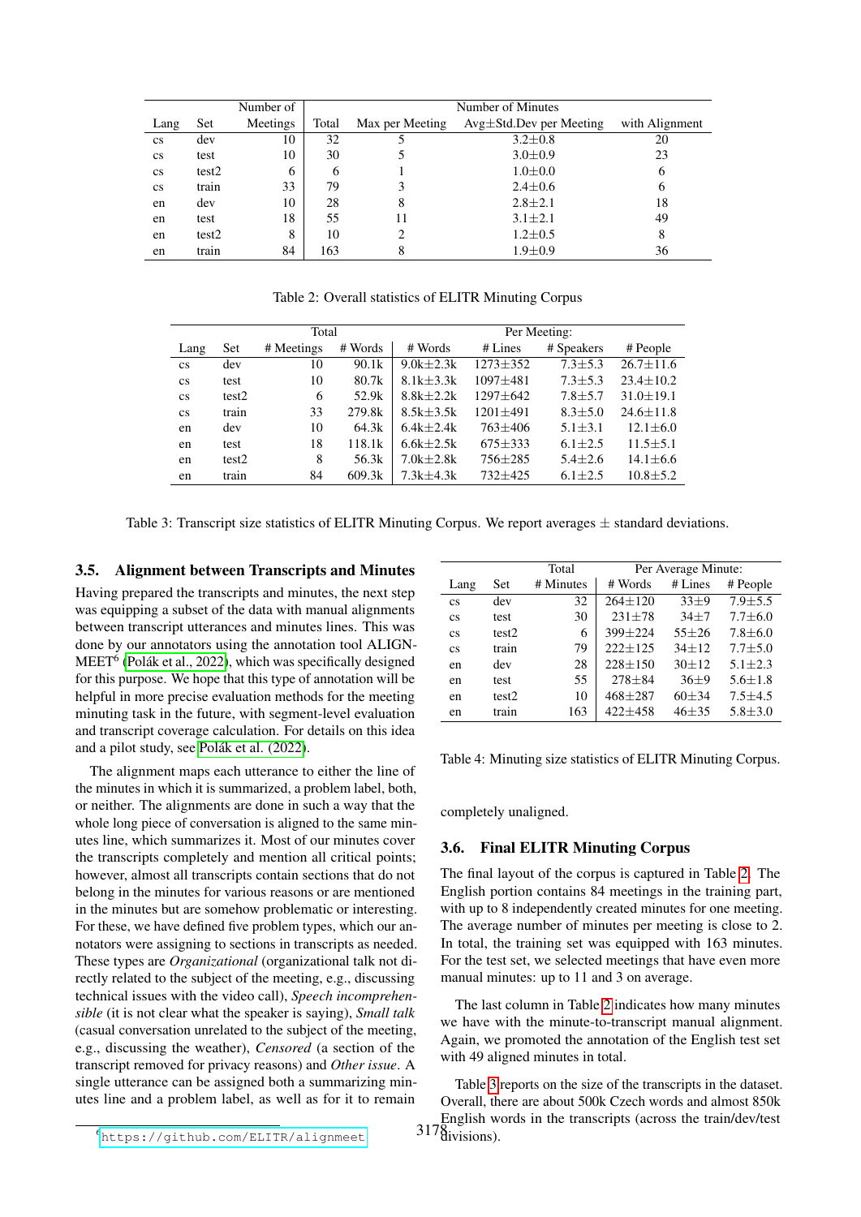| Lang | Set | Number of Meetings | Number of Minutes Total | Max per Meeting | Avg±Std.Dev per Meeting | with Alignment |
|---|---|---|---|---|---|---|
| cs | dev | 10 | 32 | 5 | 3.2±0.8 | 20 |
| cs | test | 10 | 30 | 5 | 3.0±0.9 | 23 |
| cs | test2 | 6 | 6 | 1 | 1.0±0.0 | 6 |
| cs | train | 33 | 79 | 3 | 2.4±0.6 | 6 |
| en | dev | 10 | 28 | 8 | 2.8±2.1 | 18 |
| en | test | 18 | 55 | 11 | 3.1±2.1 | 49 |
| en | test2 | 8 | 10 | 2 | 1.2±0.5 | 8 |
| en | train | 84 | 163 | 8 | 1.9±0.9 | 36 |

Table 2: Overall statistics of ELITR Minuting Corpus

| | | Total | | Per Meeting: | | | |
|---|---|---|---|---|---|---|---|
| Lang | Set | # Meetings | # Words | # Words | # Lines | # Speakers | # People |
| cs | dev | 10 | 90.1k | 9.0k±2.3k | 1273±352 | 7.3±5.3 | 26.7±11.6 |
| cs | test | 10 | 80.7k | 8.1k±3.3k | 1097±481 | 7.3±5.3 | 23.4±10.2 |
| cs | test2 | 6 | 52.9k | 8.8k±2.2k | 1297±642 | 7.8±5.7 | 31.0±19.1 |
| cs | train | 33 | 279.8k | 8.5k±3.5k | 1201±491 | 8.3±5.0 | 24.6±11.8 |
| en | dev | 10 | 64.3k | 6.4k±2.4k | 763±406 | 5.1±3.1 | 12.1±6.0 |
| en | test | 18 | 118.1k | 6.6k±2.5k | 675±333 | 6.1±2.5 | 11.5±5.1 |
| en | test2 | 8 | 56.3k | 7.0k±2.8k | 756±285 | 5.4±2.6 | 14.1±6.6 |
| en | train | 84 | 609.3k | 7.3k±4.3k | 732±425 | 6.1±2.5 | 10.8±5.2 |

Table 3: Transcript size statistics of ELITR Minuting Corpus. We report averages ± standard deviations.

### 3.5. Alignment between Transcripts and Minutes

Having prepared the transcripts and minutes, the next step was equipping a subset of the data with manual alignments between transcript utterances and minutes lines. This was done by our annotators using the annotation tool ALIGNMEET[6] (Polák et al., 2022), which was specifically designed for this purpose. We hope that this type of annotation will be helpful in more precise evaluation methods for the meeting minuting task in the future, with segment-level evaluation and transcript coverage calculation. For details on this idea and a pilot study, see Polák et al. (2022).

The alignment maps each utterance to either the line of the minutes in which it is summarized, a problem label, both, or neither. The alignments are done in such a way that the whole long piece of conversation is aligned to the same minutes line, which summarizes it. Most of our minutes cover the transcripts completely and mention all critical points; however, almost all transcripts contain sections that do not belong in the minutes for various reasons or are mentioned in the minutes but are somehow problematic or interesting. For these, we have defined five problem types, which our annotators were assigning to sections in transcripts as needed. These types are *Organizational* (organizational talk not directly related to the subject of the meeting, e.g., discussing technical issues with the video call), *Speech incomprehensible* (it is not clear what the speaker is saying), *Small talk* (casual conversation unrelated to the subject of the meeting, e.g., discussing the weather), *Censored* (a section of the transcript removed for privacy reasons) and *Other issue*. A single utterance can be assigned both a summarizing minutes line and a problem label, as well as for it to remain completely unaligned.

| | | Total | Per Average Minute: | | |
|---|---|---|---|---|---|
| Lang | Set | # Minutes | # Words | # Lines | # People |
| cs | dev | 32 | 264±120 | 33±9 | 7.9±5.5 |
| cs | test | 30 | 231±78 | 34±7 | 7.7±6.0 |
| cs | test2 | 6 | 399±224 | 55±26 | 7.8±6.0 |
| cs | train | 79 | 222±125 | 34±12 | 7.7±5.0 |
| en | dev | 28 | 228±150 | 30±12 | 5.1±2.3 |
| en | test | 55 | 278±84 | 36±9 | 5.6±1.8 |
| en | test2 | 10 | 468±287 | 60±34 | 7.5±4.5 |
| en | train | 163 | 422±458 | 46±35 | 5.8±3.0 |

Table 4: Minuting size statistics of ELITR Minuting Corpus.

### 3.6. Final ELITR Minuting Corpus

The final layout of the corpus is captured in Table 2. The English portion contains 84 meetings in the training part, with up to 8 independently created minutes for one meeting. The average number of minutes per meeting is close to 2. In total, the training set was equipped with 163 minutes. For the test set, we selected meetings that have even more manual minutes: up to 11 and 3 on average.

The last column in Table 2 indicates how many minutes we have with the minute-to-transcript manual alignment. Again, we promoted the annotation of the English test set with 49 aligned minutes in total.

Table 3 reports on the size of the transcripts in the dataset. Overall, there are about 500k Czech words and almost 850k English words in the transcripts (across the train/dev/test divisions).

[6] https://github.com/ELITR/alignmeet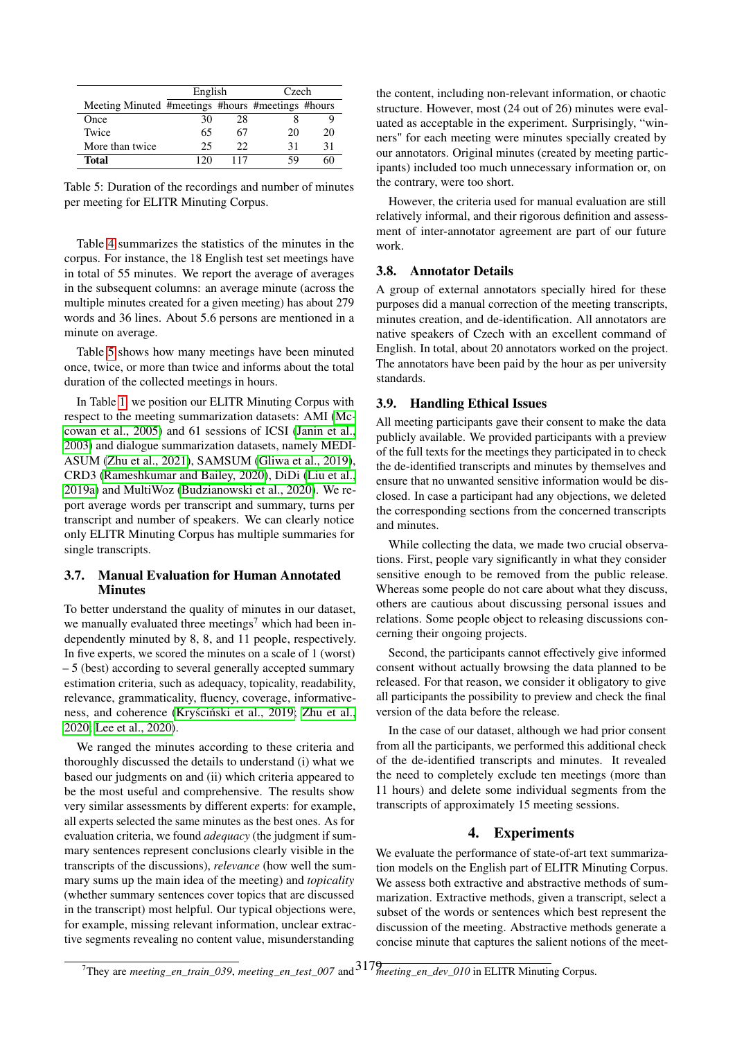| | English | | Czech | |
|---|---|---|---|---|
| Meeting Minuted | #meetings | #hours | #meetings | #hours |
| Once | 30 | 28 | 8 | 9 |
| Twice | 65 | 67 | 20 | 20 |
| More than twice | 25 | 22 | 31 | 31 |
| **Total** | 120 | 117 | 59 | 60 |

Table 5: Duration of the recordings and number of minutes per meeting for ELITR Minuting Corpus.

Table 4 summarizes the statistics of the minutes in the corpus. For instance, the 18 English test set meetings have in total of 55 minutes. We report the average of averages in the subsequent columns: an average minute (across the multiple minutes created for a given meeting) has about 279 words and 36 lines. About 5.6 persons are mentioned in a minute on average.

Table 5 shows how many meetings have been minuted once, twice, or more than twice and informs about the total duration of the collected meetings in hours.

In Table 1, we position our ELITR Minuting Corpus with respect to the meeting summarization datasets: AMI (Mccowan et al., 2005) and 61 sessions of ICSI (Janin et al., 2003) and dialogue summarization datasets, namely MEDIASUM (Zhu et al., 2021), SAMSUM (Gliwa et al., 2019), CRD3 (Rameshkumar and Bailey, 2020), DiDi (Liu et al., 2019a) and MultiWoz (Budzianowski et al., 2020). We report average words per transcript and summary, turns per transcript and number of speakers. We can clearly notice only ELITR Minuting Corpus has multiple summaries for single transcripts.

### 3.7. Manual Evaluation for Human Annotated Minutes

To better understand the quality of minutes in our dataset, we manually evaluated three meetings[7] which had been independently minuted by 8, 8, and 11 people, respectively. In five experts, we scored the minutes on a scale of 1 (worst) – 5 (best) according to several generally accepted summary estimation criteria, such as adequacy, topicality, readability, relevance, grammaticality, fluency, coverage, informativeness, and coherence (Kryściński et al., 2019; Zhu et al., 2020; Lee et al., 2020).

We ranged the minutes according to these criteria and thoroughly discussed the details to understand (i) what we based our judgments on and (ii) which criteria appeared to be the most useful and comprehensive. The results show very similar assessments by different experts: for example, all experts selected the same minutes as the best ones. As for evaluation criteria, we found *adequacy* (the judgment if summary sentences represent conclusions clearly visible in the transcripts of the discussions), *relevance* (how well the summary sums up the main idea of the meeting) and *topicality* (whether summary sentences cover topics that are discussed in the transcript) most helpful. Our typical objections were, for example, missing relevant information, unclear extractive segments revealing no content value, misunderstanding the content, including non-relevant information, or chaotic structure. However, most (24 out of 26) minutes were evaluated as acceptable in the experiment. Surprisingly, "winners" for each meeting were minutes specially created by our annotators. Original minutes (created by meeting participants) included too much unnecessary information or, on the contrary, were too short.

However, the criteria used for manual evaluation are still relatively informal, and their rigorous definition and assessment of inter-annotator agreement are part of our future work.

### 3.8. Annotator Details

A group of external annotators specially hired for these purposes did a manual correction of the meeting transcripts, minutes creation, and de-identification. All annotators are native speakers of Czech with an excellent command of English. In total, about 20 annotators worked on the project. The annotators have been paid by the hour as per university standards.

### 3.9. Handling Ethical Issues

All meeting participants gave their consent to make the data publicly available. We provided participants with a preview of the full texts for the meetings they participated in to check the de-identified transcripts and minutes by themselves and ensure that no unwanted sensitive information would be disclosed. In case a participant had any objections, we deleted the corresponding sections from the concerned transcripts and minutes.

While collecting the data, we made two crucial observations. First, people vary significantly in what they consider sensitive enough to be removed from the public release. Whereas some people do not care about what they discuss, others are cautious about discussing personal issues and relations. Some people object to releasing discussions concerning their ongoing projects.

Second, the participants cannot effectively give informed consent without actually browsing the data planned to be released. For that reason, we consider it obligatory to give all participants the possibility to preview and check the final version of the data before the release.

In the case of our dataset, although we had prior consent from all the participants, we performed this additional check of the de-identified transcripts and minutes. It revealed the need to completely exclude ten meetings (more than 11 hours) and delete some individual segments from the transcripts of approximately 15 meeting sessions.

## 4. Experiments

We evaluate the performance of state-of-art text summarization models on the English part of ELITR Minuting Corpus. We assess both extractive and abstractive methods of summarization. Extractive methods, given a transcript, select a subset of the words or sentences which best represent the discussion of the meeting. Abstractive methods generate a concise minute that captures the salient notions of the meet-

[7]They are *meeting_en_train_039*, *meeting_en_test_007* and *meeting_en_dev_010* in ELITR Minuting Corpus.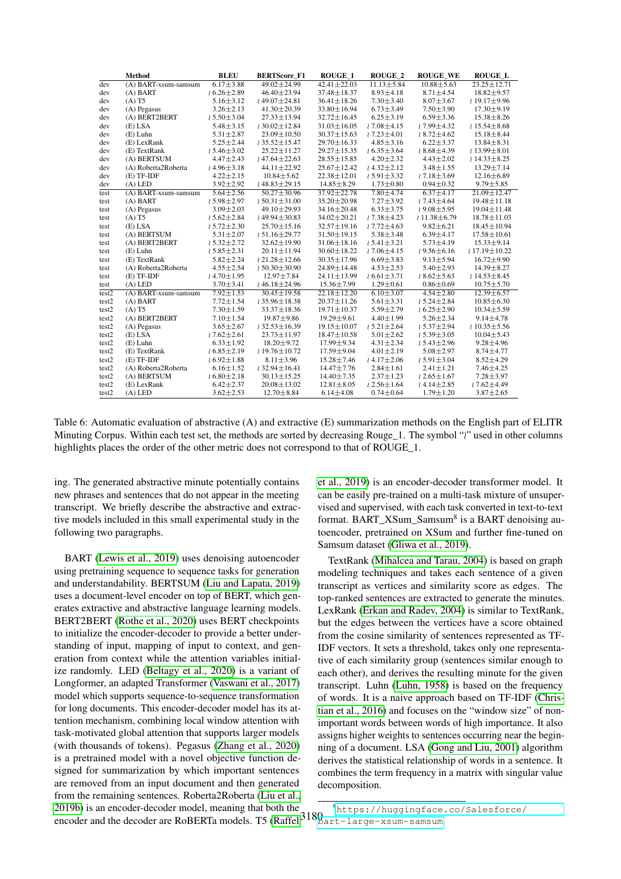| | Method | BLEU | BERTScore_F1 | ROUGE_1 | ROUGE_2 | ROUGE_WE | ROUGE_L |
|---|---|---|---|---|---|---|---|
| dev | (A) BART-xsum-samsum | 6.17±3.88 | 49.02±24.99 | 42.41±22.03 | 11.13±5.84 | 10.88±5.63 | 23.25±12.71 |
| dev | (A) BART | ≀ 6.26±2.89 | 46.40±23.94 | 37.48±18.37 | 8.93±4.18 | 8.71±4.54 | 18.82±9.57 |
| dev | (A) T5 | 5.16±3.12 | ≀ 49.07±24.81 | 36.41±18.26 | 7.30±3.40 | 8.07±3.67 | ≀ 19.17±9.96 |
| dev | (A) Pegasus | 3.26±2.13 | 41.30±20.39 | 33.80±16.94 | 6.73±3.49 | 7.50±3.90 | 17.30±9.19 |
| dev | (A) BERT2BERT | ≀ 5.50±3.04 | 27.33±13.94 | 32.72±16.45 | 6.25±3.19 | 6.59±3.36 | 15.38±8.26 |
| dev | (E) LSA | 5.48±3.15 | ≀ 30.02±12.84 | 31.03±16.05 | ≀ 7.08±4.15 | ≀ 7.99±4.32 | ≀ 15.54±8.68 |
| dev | (E) Luhn | 5.31±2.87 | 23.09±10.50 | 30.37±15.63 | ≀ 7.23±4.01 | ≀ 8.72±4.62 | 15.18±8.44 |
| dev | (E) LexRank | 5.25±2.44 | ≀ 35.52±15.47 | 29.70±16.33 | 4.85±3.16 | 6.22±3.37 | 13.84±8.31 |
| dev | (E) TextRank | ≀ 5.46±3.02 | 25.22±11.27 | 29.27±15.35 | ≀ 6.35±3.64 | ≀ 8.68±4.39 | ≀ 13.99±8.01 |
| dev | (A) BERTSUM | 4.47±2.43 | ≀ 47.64±22.63 | 28.55±15.85 | 4.20±2.32 | 4.43±2.02 | ≀ 14.33±8.25 |
| dev | (A) Roberta2Roberta | ≀ 4.96±3.18 | 44.11±22.92 | 25.67±12.42 | ≀ 4.32±2.12 | 3.48±1.55 | 13.29±7.14 |
| dev | (E) TF-IDF | 4.22±2.15 | 10.84±5.62 | 22.38±12.01 | ≀ 5.91±3.32 | ≀ 7.18±3.69 | 12.16±6.89 |
| dev | (A) LED | 3.92±2.92 | ≀ 48.83±29.15 | 14.85±8.29 | 1.73±0.80 | 0.94±0.32 | 9.79±5.85 |
| test | (A) BART-xsum-samsum | 5.64±2.56 | 50.27±30.96 | 37.92±22.78 | 7.80±4.74 | 6.37±4.17 | 21.09±12.47 |
| test | (A) BART | ≀ 5.98±2.97 | ≀ 50.31±31.00 | 35.20±20.98 | 7.27±3.92 | ≀ 7.43±4.64 | 19.48±11.18 |
| test | (A) Pegasus | 3.09±2.03 | 49.10±29.93 | 34.16±20.48 | 6.33±3.75 | ≀ 9.08±5.95 | 19.04±11.48 |
| test | (A) T5 | ≀ 5.62±2.84 | ≀ 49.94±30.83 | 34.02±20.21 | ≀ 7.38±4.23 | ≀ 11.38±6.79 | 18.78±11.03 |
| test | (E) LSA | ≀ 5.72±2.30 | 25.70±15.16 | 32.57±19.16 | ≀ 7.72±4.63 | 9.82±6.21 | 18.45±10.94 |
| test | (A) BERTSUM | 5.31±2.07 | ≀ 51.16±29.77 | 31.50±19.15 | 5.38±3.48 | 6.39±4.17 | 17.58±10.61 |
| test | (A) BERT2BERT | ≀ 5.32±2.72 | 32.62±19.90 | 31.06±18.16 | ≀ 5.41±3.21 | 5.73±4.19 | 15.33±9.14 |
| test | (E) Luhn | ≀ 5.85±2.31 | 20.11±11.94 | 30.60±18.22 | ≀ 7.06±4.15 | ≀ 9.56±6.16 | ≀ 17.19±10.22 |
| test | (E) TextRank | 5.82±2.24 | ≀ 21.28±12.66 | 30.35±17.96 | 6.69±3.83 | 9.13±5.94 | 16.72±9.90 |
| test | (A) Roberta2Roberta | 4.55±2.54 | ≀ 50.30±30.90 | 24.89±14.48 | 4.53±2.53 | 5.40±2.93 | 14.39±8.27 |
| test | (E) TF-IDF | ≀ 4.70±1.95 | 12.97±7.84 | 24.11±13.99 | ≀ 6.61±3.71 | ≀ 8.62±5.63 | ≀ 14.53±8.45 |
| test | (A) LED | 3.70±3.41 | ≀ 46.18±24.96 | 15.36±7.99 | 1.29±0.61 | 0.86±0.69 | 10.75±5.70 |
| test2 | (A) BART-xsum-samsum | 7.92±1.53 | 30.45±19.58 | 22.18±12.20 | 6.10±3.07 | 4.54±2.80 | 12.39±6.57 |
| test2 | (A) BART | 7.72±1.54 | ≀ 35.96±18.38 | 20.37±11.26 | 5.61±3.31 | ≀ 5.24±2.84 | 10.85±6.30 |
| test2 | (A) T5 | 7.30±1.59 | 33.37±18.36 | 19.71±10.37 | 5.59±2.79 | ≀ 6.25±2.90 | 10.34±5.59 |
| test2 | (A) BERT2BERT | 7.10±1.54 | 19.87±9.86 | 19.29±9.61 | 4.40±1.99 | 5.26±2.34 | 9.14±4.78 |
| test2 | (A) Pegasus | 3.65±2.67 | ≀ 32.53±16.39 | 19.15±10.07 | ≀ 5.21±2.64 | ≀ 5.37±2.94 | ≀ 10.35±5.56 |
| test2 | (E) LSA | ≀ 7.62±2.61 | 23.73±11.97 | 18.47±10.58 | 5.01±2.62 | ≀ 5.39±3.05 | 10.04±5.43 |
| test2 | (E) Luhn | 6.33±1.92 | 18.20±9.72 | 17.99±9.34 | 4.31±2.34 | ≀ 5.43±2.96 | 9.28±4.96 |
| test2 | (E) TextRank | ≀ 6.85±2.19 | ≀ 19.76±10.72 | 17.59±9.04 | 4.01±2.19 | 5.08±2.97 | 8.74±4.77 |
| test2 | (E) TF-IDF | ≀ 6.92±1.88 | 8.11±3.96 | 15.28±7.46 | ≀ 4.17±2.06 | ≀ 5.91±3.04 | 8.52±4.29 |
| test2 | (A) Roberta2Roberta | 6.16±1.52 | ≀ 32.94±16.41 | 14.47±7.76 | 2.84±1.61 | 2.41±1.21 | 7.46±4.25 |
| test2 | (A) BERTSUM | ≀ 6.80±2.18 | 30.13±15.25 | 14.40±7.35 | 2.37±1.23 | ≀ 2.65±1.67 | 7.28±3.97 |
| test2 | (E) LexRank | 6.42±2.37 | 20.08±13.02 | 12.81±8.05 | ≀ 2.56±1.64 | ≀ 4.14±2.85 | ≀ 7.62±4.49 |
| test2 | (A) LED | 3.62±2.53 | 12.70±8.84 | 6.14±4.08 | 0.74±0.64 | 1.79±1.20 | 3.87±2.65 |

Table 6: Automatic evaluation of abstractive (A) and extractive (E) summarization methods on the English part of ELITR Minuting Corpus. Within each test set, the methods are sorted by decreasing Rouge_1. The symbol "≀" used in other columns highlights places the order of the other metric does not correspond to that of ROUGE_1.

ing. The generated abstractive minute potentially contains new phrases and sentences that do not appear in the meeting transcript. We briefly describe the abstractive and extractive models included in this small experimental study in the following two paragraphs.

BART (Lewis et al., 2019) uses denoising autoencoder using pretraining sequence to sequence tasks for generation and understandability. BERTSUM (Liu and Lapata, 2019) uses a document-level encoder on top of BERT, which generates extractive and abstractive language learning models. BERT2BERT (Rothe et al., 2020) uses BERT checkpoints to initialize the encoder-decoder to provide a better understanding of input, mapping of input to context, and generation from context while the attention variables initialize randomly. LED (Beltagy et al., 2020) is a variant of Longformer, an adapted Transformer (Vaswani et al., 2017) model which supports sequence-to-sequence transformation for long documents. This encoder-decoder model has its attention mechanism, combining local window attention with task-motivated global attention that supports larger models (with thousands of tokens). Pegasus (Zhang et al., 2020) is a pretrained model with a novel objective function designed for summarization by which important sentences are removed from an input document and then generated from the remaining sentences. Roberta2Roberta (Liu et al., 2019b) is an encoder-decoder model, meaning that both the encoder and the decoder are RoBERTa models. T5 (Raffel et al., 2019) is an encoder-decoder transformer model. It can be easily pre-trained on a multi-task mixture of unsupervised and supervised, with each task converted in text-to-text format. BART_XSum_Samsum[8] is a BART denoising autoencoder, pretrained on XSum and further fine-tuned on Samsum dataset (Gliwa et al., 2019).

TextRank (Mihalcea and Tarau, 2004) is based on graph modeling techniques and takes each sentence of a given transcript as vertices and similarity score as edges. The top-ranked sentences are extracted to generate the minutes. LexRank (Erkan and Radev, 2004) is similar to TextRank, but the edges between the vertices have a score obtained from the cosine similarity of sentences represented as TF-IDF vectors. It sets a threshold, takes only one representative of each similarity group (sentences similar enough to each other), and derives the resulting minute for the given transcript. Luhn (Luhn, 1958) is based on the frequency of words. It is a naive approach based on TF-IDF (Christian et al., 2016) and focuses on the "window size" of non-important words between words of high importance. It also assigns higher weights to sentences occurring near the beginning of a document. LSA (Gong and Liu, 2001) algorithm derives the statistical relationship of words in a sentence. It combines the term frequency in a matrix with singular value decomposition.

[8] https://huggingface.co/Salesforce/bart-large-xsum-samsum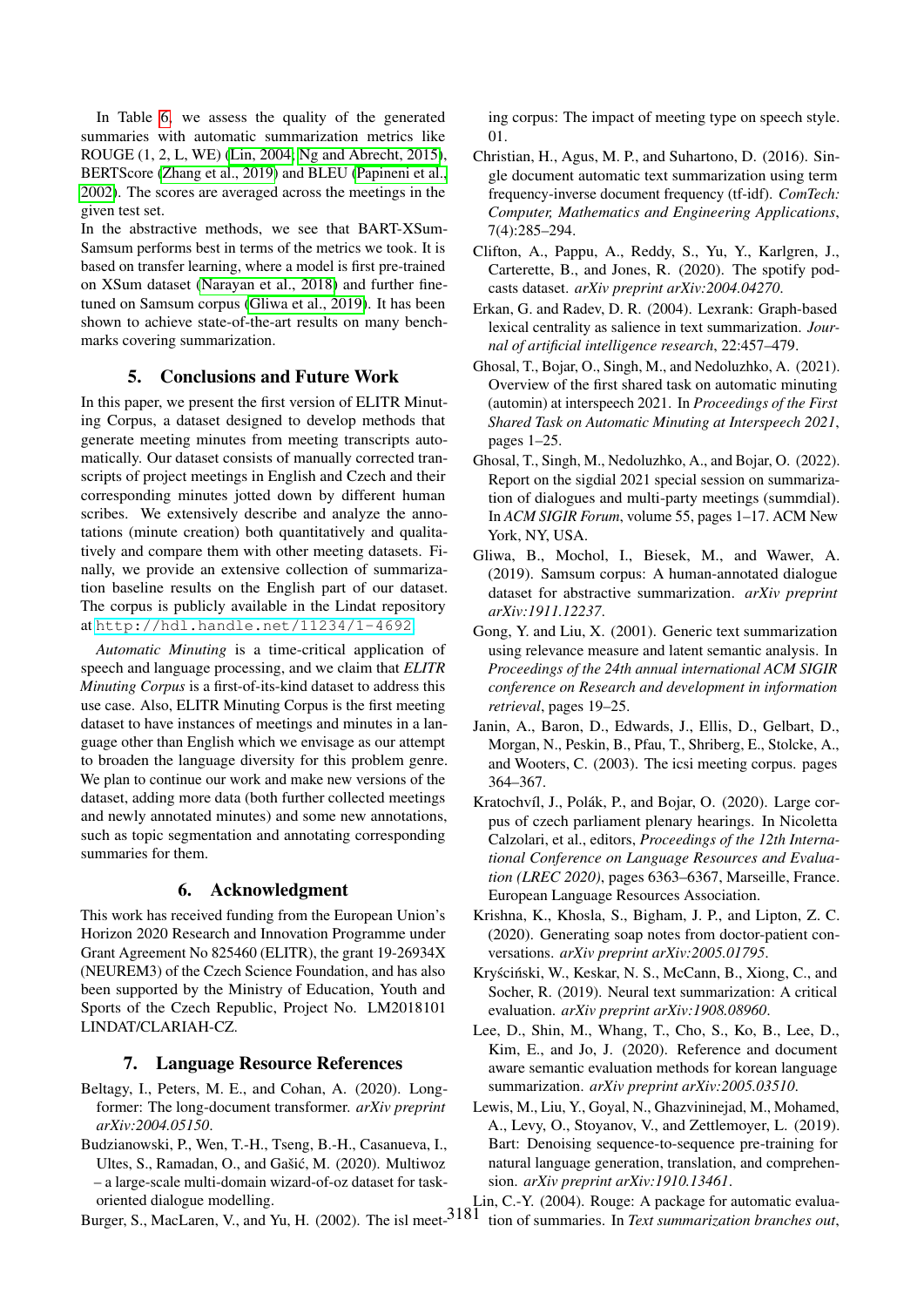In Table 6, we assess the quality of the generated summaries with automatic summarization metrics like ROUGE (1, 2, L, WE) (Lin, 2004; Ng and Abrecht, 2015), BERTScore (Zhang et al., 2019) and BLEU (Papineni et al., 2002). The scores are averaged across the meetings in the given test set.

In the abstractive methods, we see that BART-XSum-Samsum performs best in terms of the metrics we took. It is based on transfer learning, where a model is first pre-trained on XSum dataset (Narayan et al., 2018) and further finetuned on Samsum corpus (Gliwa et al., 2019). It has been shown to achieve state-of-the-art results on many benchmarks covering summarization.

## 5. Conclusions and Future Work

In this paper, we present the first version of ELITR Minuting Corpus, a dataset designed to develop methods that generate meeting minutes from meeting transcripts automatically. Our dataset consists of manually corrected transcripts of project meetings in English and Czech and their corresponding minutes jotted down by different human scribes. We extensively describe and analyze the annotations (minute creation) both quantitatively and qualitatively and compare them with other meeting datasets. Finally, we provide an extensive collection of summarization baseline results on the English part of our dataset. The corpus is publicly available in the Lindat repository at http://hdl.handle.net/11234/1-4692.

*Automatic Minuting* is a time-critical application of speech and language processing, and we claim that *ELITR Minuting Corpus* is a first-of-its-kind dataset to address this use case. Also, ELITR Minuting Corpus is the first meeting dataset to have instances of meetings and minutes in a language other than English which we envisage as our attempt to broaden the language diversity for this problem genre. We plan to continue our work and make new versions of the dataset, adding more data (both further collected meetings and newly annotated minutes) and some new annotations, such as topic segmentation and annotating corresponding summaries for them.

## 6. Acknowledgment

This work has received funding from the European Union's Horizon 2020 Research and Innovation Programme under Grant Agreement No 825460 (ELITR), the grant 19-26934X (NEUREM3) of the Czech Science Foundation, and has also been supported by the Ministry of Education, Youth and Sports of the Czech Republic, Project No. LM2018101 LINDAT/CLARIAH-CZ.

## 7. Language Resource References

Beltagy, I., Peters, M. E., and Cohan, A. (2020). Longformer: The long-document transformer. *arXiv preprint arXiv:2004.05150*.

Budzianowski, P., Wen, T.-H., Tseng, B.-H., Casanueva, I., Ultes, S., Ramadan, O., and Gašić, M. (2020). Multiwoz – a large-scale multi-domain wizard-of-oz dataset for task-oriented dialogue modelling.

Burger, S., MacLaren, V., and Yu, H. (2002). The isl meeting corpus: The impact of meeting type on speech style. 01.

Christian, H., Agus, M. P., and Suhartono, D. (2016). Single document automatic text summarization using term frequency-inverse document frequency (tf-idf). *ComTech: Computer, Mathematics and Engineering Applications*, 7(4):285–294.

Clifton, A., Pappu, A., Reddy, S., Yu, Y., Karlgren, J., Carterette, B., and Jones, R. (2020). The spotify podcasts dataset. *arXiv preprint arXiv:2004.04270*.

Erkan, G. and Radev, D. R. (2004). Lexrank: Graph-based lexical centrality as salience in text summarization. *Journal of artificial intelligence research*, 22:457–479.

Ghosal, T., Bojar, O., Singh, M., and Nedoluzhko, A. (2021). Overview of the first shared task on automatic minuting (automin) at interspeech 2021. In *Proceedings of the First Shared Task on Automatic Minuting at Interspeech 2021*, pages 1–25.

Ghosal, T., Singh, M., Nedoluzhko, A., and Bojar, O. (2022). Report on the sigdial 2021 special session on summarization of dialogues and multi-party meetings (summdial). In *ACM SIGIR Forum*, volume 55, pages 1–17. ACM New York, NY, USA.

Gliwa, B., Mochol, I., Biesek, M., and Wawer, A. (2019). Samsum corpus: A human-annotated dialogue dataset for abstractive summarization. *arXiv preprint arXiv:1911.12237*.

Gong, Y. and Liu, X. (2001). Generic text summarization using relevance measure and latent semantic analysis. In *Proceedings of the 24th annual international ACM SIGIR conference on Research and development in information retrieval*, pages 19–25.

Janin, A., Baron, D., Edwards, J., Ellis, D., Gelbart, D., Morgan, N., Peskin, B., Pfau, T., Shriberg, E., Stolcke, A., and Wooters, C. (2003). The icsi meeting corpus. pages 364–367.

Kratochvíl, J., Polák, P., and Bojar, O. (2020). Large corpus of czech parliament plenary hearings. In Nicoletta Calzolari, et al., editors, *Proceedings of the 12th International Conference on Language Resources and Evaluation (LREC 2020)*, pages 6363–6367, Marseille, France. European Language Resources Association.

Krishna, K., Khosla, S., Bigham, J. P., and Lipton, Z. C. (2020). Generating soap notes from doctor-patient conversations. *arXiv preprint arXiv:2005.01795*.

Kryściński, W., Keskar, N. S., McCann, B., Xiong, C., and Socher, R. (2019). Neural text summarization: A critical evaluation. *arXiv preprint arXiv:1908.08960*.

Lee, D., Shin, M., Whang, T., Cho, S., Ko, B., Lee, D., Kim, E., and Jo, J. (2020). Reference and document aware semantic evaluation methods for korean language summarization. *arXiv preprint arXiv:2005.03510*.

Lewis, M., Liu, Y., Goyal, N., Ghazvininejad, M., Mohamed, A., Levy, O., Stoyanov, V., and Zettlemoyer, L. (2019). Bart: Denoising sequence-to-sequence pre-training for natural language generation, translation, and comprehension. *arXiv preprint arXiv:1910.13461*.

Lin, C.-Y. (2004). Rouge: A package for automatic evaluation of summaries. In *Text summarization branches out*,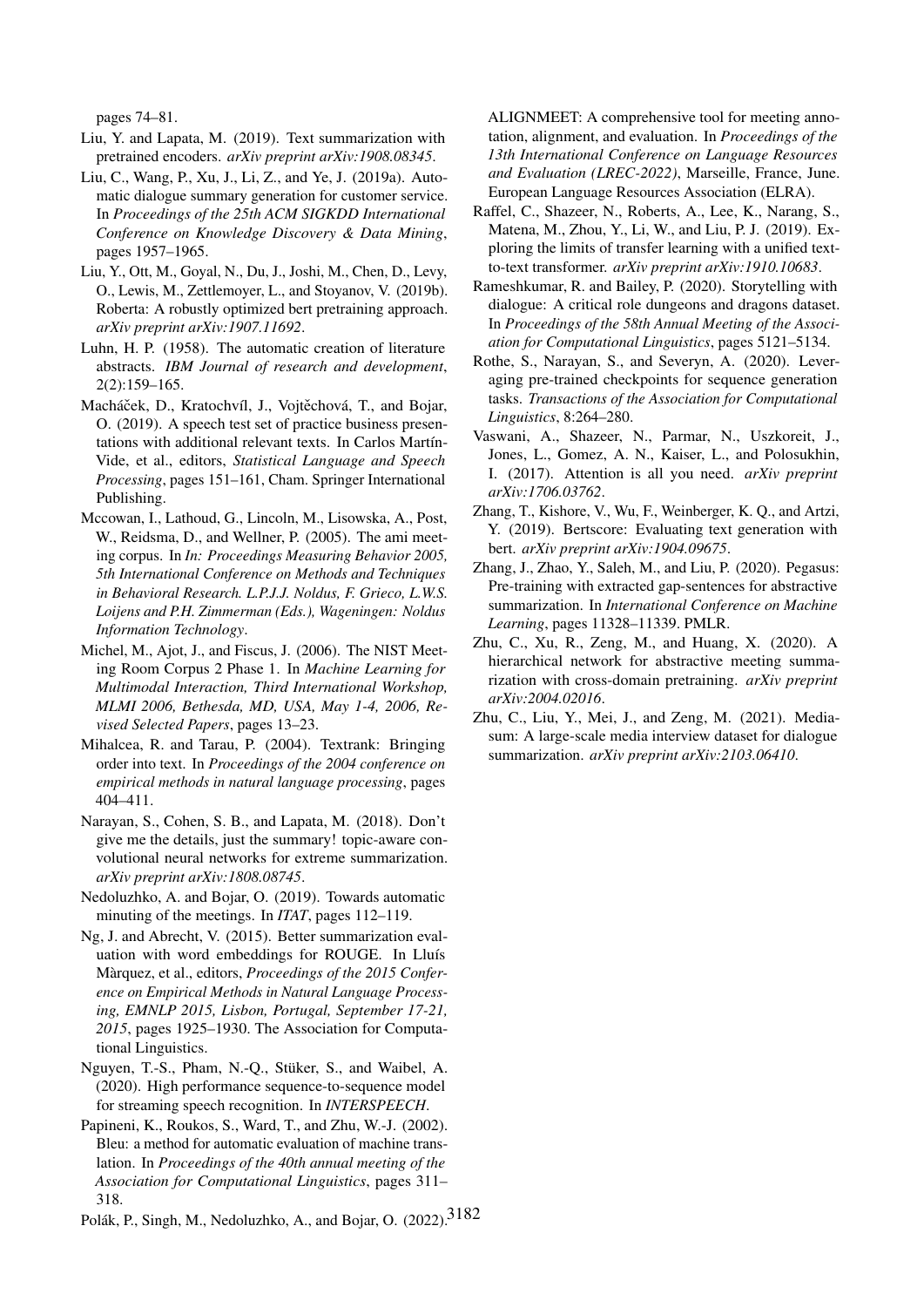pages 74–81.

Liu, Y. and Lapata, M. (2019). Text summarization with pretrained encoders. *arXiv preprint arXiv:1908.08345*.

Liu, C., Wang, P., Xu, J., Li, Z., and Ye, J. (2019a). Automatic dialogue summary generation for customer service. In *Proceedings of the 25th ACM SIGKDD International Conference on Knowledge Discovery & Data Mining*, pages 1957–1965.

Liu, Y., Ott, M., Goyal, N., Du, J., Joshi, M., Chen, D., Levy, O., Lewis, M., Zettlemoyer, L., and Stoyanov, V. (2019b). Roberta: A robustly optimized bert pretraining approach. *arXiv preprint arXiv:1907.11692*.

Luhn, H. P. (1958). The automatic creation of literature abstracts. *IBM Journal of research and development*, 2(2):159–165.

Macháček, D., Kratochvíl, J., Vojtěchová, T., and Bojar, O. (2019). A speech test set of practice business presentations with additional relevant texts. In Carlos Martín-Vide, et al., editors, *Statistical Language and Speech Processing*, pages 151–161, Cham. Springer International Publishing.

Mccowan, I., Lathoud, G., Lincoln, M., Lisowska, A., Post, W., Reidsma, D., and Wellner, P. (2005). The ami meeting corpus. In *In: Proceedings Measuring Behavior 2005, 5th International Conference on Methods and Techniques in Behavioral Research. L.P.J.J. Noldus, F. Grieco, L.W.S. Loijens and P.H. Zimmerman (Eds.), Wageningen: Noldus Information Technology*.

Michel, M., Ajot, J., and Fiscus, J. (2006). The NIST Meeting Room Corpus 2 Phase 1. In *Machine Learning for Multimodal Interaction, Third International Workshop, MLMI 2006, Bethesda, MD, USA, May 1-4, 2006, Revised Selected Papers*, pages 13–23.

Mihalcea, R. and Tarau, P. (2004). Textrank: Bringing order into text. In *Proceedings of the 2004 conference on empirical methods in natural language processing*, pages 404–411.

Narayan, S., Cohen, S. B., and Lapata, M. (2018). Don't give me the details, just the summary! topic-aware convolutional neural networks for extreme summarization. *arXiv preprint arXiv:1808.08745*.

Nedoluzhko, A. and Bojar, O. (2019). Towards automatic minuting of the meetings. In *ITAT*, pages 112–119.

Ng, J. and Abrecht, V. (2015). Better summarization evaluation with word embeddings for ROUGE. In Lluís Màrquez, et al., editors, *Proceedings of the 2015 Conference on Empirical Methods in Natural Language Processing, EMNLP 2015, Lisbon, Portugal, September 17-21, 2015*, pages 1925–1930. The Association for Computational Linguistics.

Nguyen, T.-S., Pham, N.-Q., Stüker, S., and Waibel, A. (2020). High performance sequence-to-sequence model for streaming speech recognition. In *INTERSPEECH*.

Papineni, K., Roukos, S., Ward, T., and Zhu, W.-J. (2002). Bleu: a method for automatic evaluation of machine translation. In *Proceedings of the 40th annual meeting of the Association for Computational Linguistics*, pages 311–318.

Polák, P., Singh, M., Nedoluzhko, A., and Bojar, O. (2022). ALIGNMEET: A comprehensive tool for meeting annotation, alignment, and evaluation. In *Proceedings of the 13th International Conference on Language Resources and Evaluation (LREC-2022)*, Marseille, France, June. European Language Resources Association (ELRA).

Raffel, C., Shazeer, N., Roberts, A., Lee, K., Narang, S., Matena, M., Zhou, Y., Li, W., and Liu, P. J. (2019). Exploring the limits of transfer learning with a unified text-to-text transformer. *arXiv preprint arXiv:1910.10683*.

Rameshkumar, R. and Bailey, P. (2020). Storytelling with dialogue: A critical role dungeons and dragons dataset. In *Proceedings of the 58th Annual Meeting of the Association for Computational Linguistics*, pages 5121–5134.

Rothe, S., Narayan, S., and Severyn, A. (2020). Leveraging pre-trained checkpoints for sequence generation tasks. *Transactions of the Association for Computational Linguistics*, 8:264–280.

Vaswani, A., Shazeer, N., Parmar, N., Uszkoreit, J., Jones, L., Gomez, A. N., Kaiser, L., and Polosukhin, I. (2017). Attention is all you need. *arXiv preprint arXiv:1706.03762*.

Zhang, T., Kishore, V., Wu, F., Weinberger, K. Q., and Artzi, Y. (2019). Bertscore: Evaluating text generation with bert. *arXiv preprint arXiv:1904.09675*.

Zhang, J., Zhao, Y., Saleh, M., and Liu, P. (2020). Pegasus: Pre-training with extracted gap-sentences for abstractive summarization. In *International Conference on Machine Learning*, pages 11328–11339. PMLR.

Zhu, C., Xu, R., Zeng, M., and Huang, X. (2020). A hierarchical network for abstractive meeting summarization with cross-domain pretraining. *arXiv preprint arXiv:2004.02016*.

Zhu, C., Liu, Y., Mei, J., and Zeng, M. (2021). Mediasum: A large-scale media interview dataset for dialogue summarization. *arXiv preprint arXiv:2103.06410*.